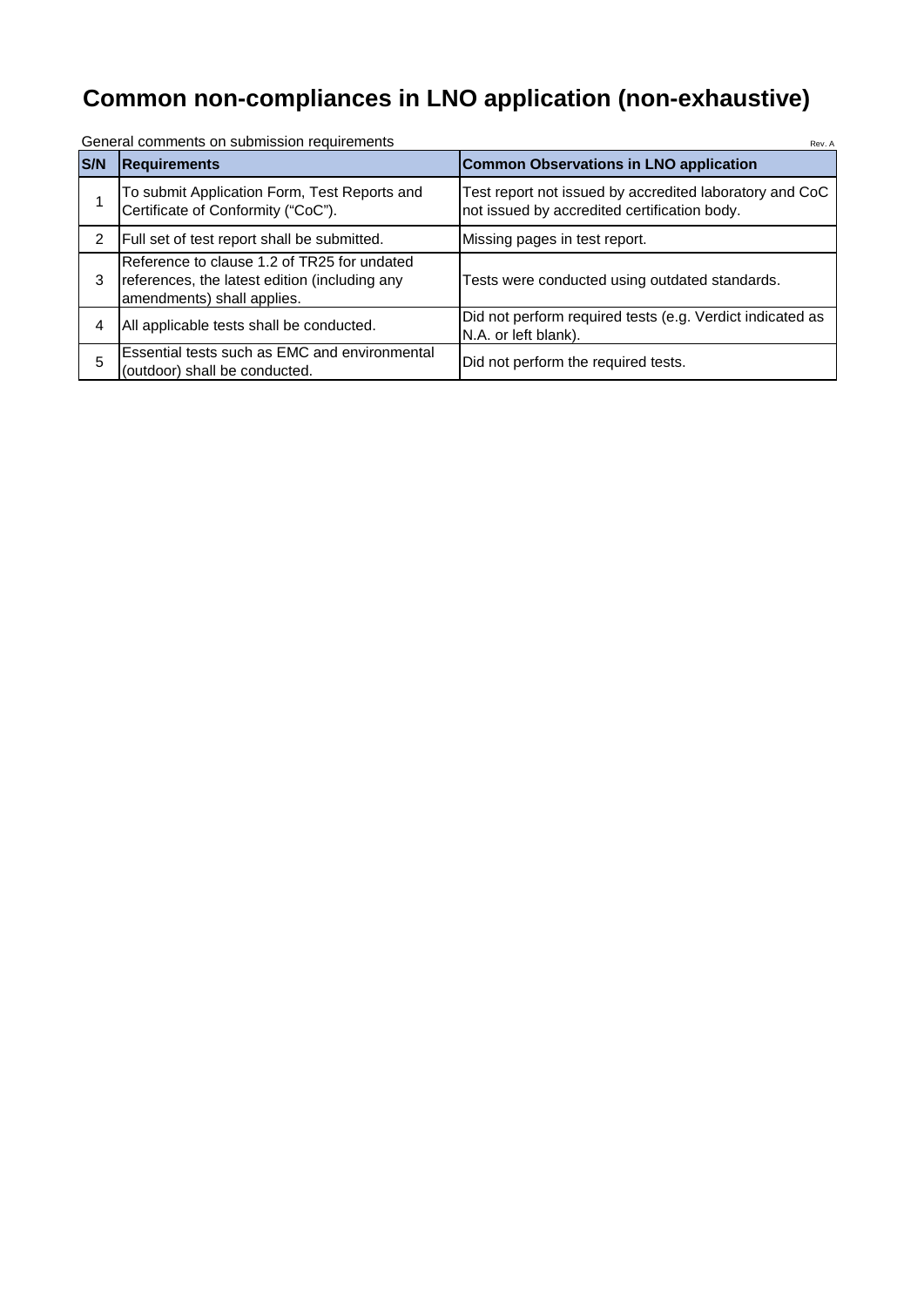# Common non-compliances in LNO application (non-exhaustive)

General comments on submission requirements

Rev. A

| S/N | Requirements | Common Observations in LNO application |
|---|---|---|
| 1 | To submit Application Form, Test Reports and Certificate of Conformity ("CoC"). | Test report not issued by accredited laboratory and CoC not issued by accredited certification body. |
| 2 | Full set of test report shall be submitted. | Missing pages in test report. |
| 3 | Reference to clause 1.2 of TR25 for undated references, the latest edition (including any amendments) shall applies. | Tests were conducted using outdated standards. |
| 4 | All applicable tests shall be conducted. | Did not perform required tests (e.g. Verdict indicated as N.A. or left blank). |
| 5 | Essential tests such as EMC and environmental (outdoor) shall be conducted. | Did not perform the required tests. |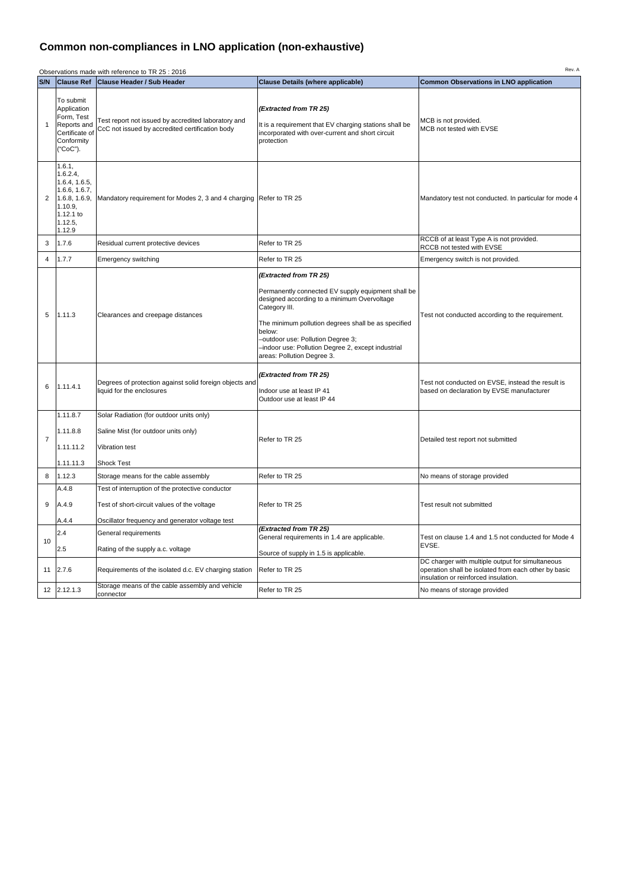# Common non-compliances in LNO application (non-exhaustive)

Observations made with reference to TR 25 : 2016

Rev. A

| S/N | Clause Ref | Clause Header / Sub Header | Clause Details (where applicable) | Common Observations in LNO application |
|---|---|---|---|---|
| 1 | To submit Application Form, Test Reports and Certificate of Conformity ("CoC"). | Test report not issued by accredited laboratory and CcC not issued by accredited certification body | ***(Extracted from TR 25)*** It is a requirement that EV charging stations shall be incorporated with over-current and short circuit protection | MCB is not provided. MCB not tested with EVSE |
| 2 | 1.6.1, 1.6.2.4, 1.6.4, 1.6.5, 1.6.6, 1.6.7, 1.6.8, 1.6.9, 1.10.9, 1.12.1 to 1.12.5, 1.12.9 | Mandatory requirement for Modes 2, 3 and 4 charging | Refer to TR 25 | Mandatory test not conducted. In particular for mode 4 |
| 3 | 1.7.6 | Residual current protective devices | Refer to TR 25 | RCCB of at least Type A is not provided. RCCB not tested with EVSE |
| 4 | 1.7.7 | Emergency switching | Refer to TR 25 | Emergency switch is not provided. |
| 5 | 1.11.3 | Clearances and creepage distances | ***(Extracted from TR 25)*** Permanently connected EV supply equipment shall be designed according to a minimum Overvoltage Category III. The minimum pollution degrees shall be as specified below: –outdoor use: Pollution Degree 3; –indoor use: Pollution Degree 2, except industrial areas: Pollution Degree 3. | Test not conducted according to the requirement. |
| 6 | 1.11.4.1 | Degrees of protection against solid foreign objects and liquid for the enclosures | ***(Extracted from TR 25)*** Indoor use at least IP 41 Outdoor use at least IP 44 | Test not conducted on EVSE, instead the result is based on declaration by EVSE manufacturer |
| 7 | 1.11.8.7 1.11.8.8 1.11.11.2 1.11.11.3 | Solar Radiation (for outdoor units only) Saline Mist (for outdoor units only) Vibration test Shock Test | Refer to TR 25 | Detailed test report not submitted |
| 8 | 1.12.3 | Storage means for the cable assembly | Refer to TR 25 | No means of storage provided |
| 9 | A.4.8 A.4.9 A.4.4 | Test of interruption of the protective conductor Test of short-circuit values of the voltage Oscillator frequency and generator voltage test | Refer to TR 25 | Test result not submitted |
| 10 | 2.4 2.5 | General requirements Rating of the supply a.c. voltage | ***(Extracted from TR 25)*** General requirements in 1.4 are applicable. Source of supply in 1.5 is applicable. | Test on clause 1.4 and 1.5 not conducted for Mode 4 EVSE. |
| 11 | 2.7.6 | Requirements of the isolated d.c. EV charging station | Refer to TR 25 | DC charger with multiple output for simultaneous operation shall be isolated from each other by basic insulation or reinforced insulation. |
| 12 | 2.12.1.3 | Storage means of the cable assembly and vehicle connector | Refer to TR 25 | No means of storage provided |